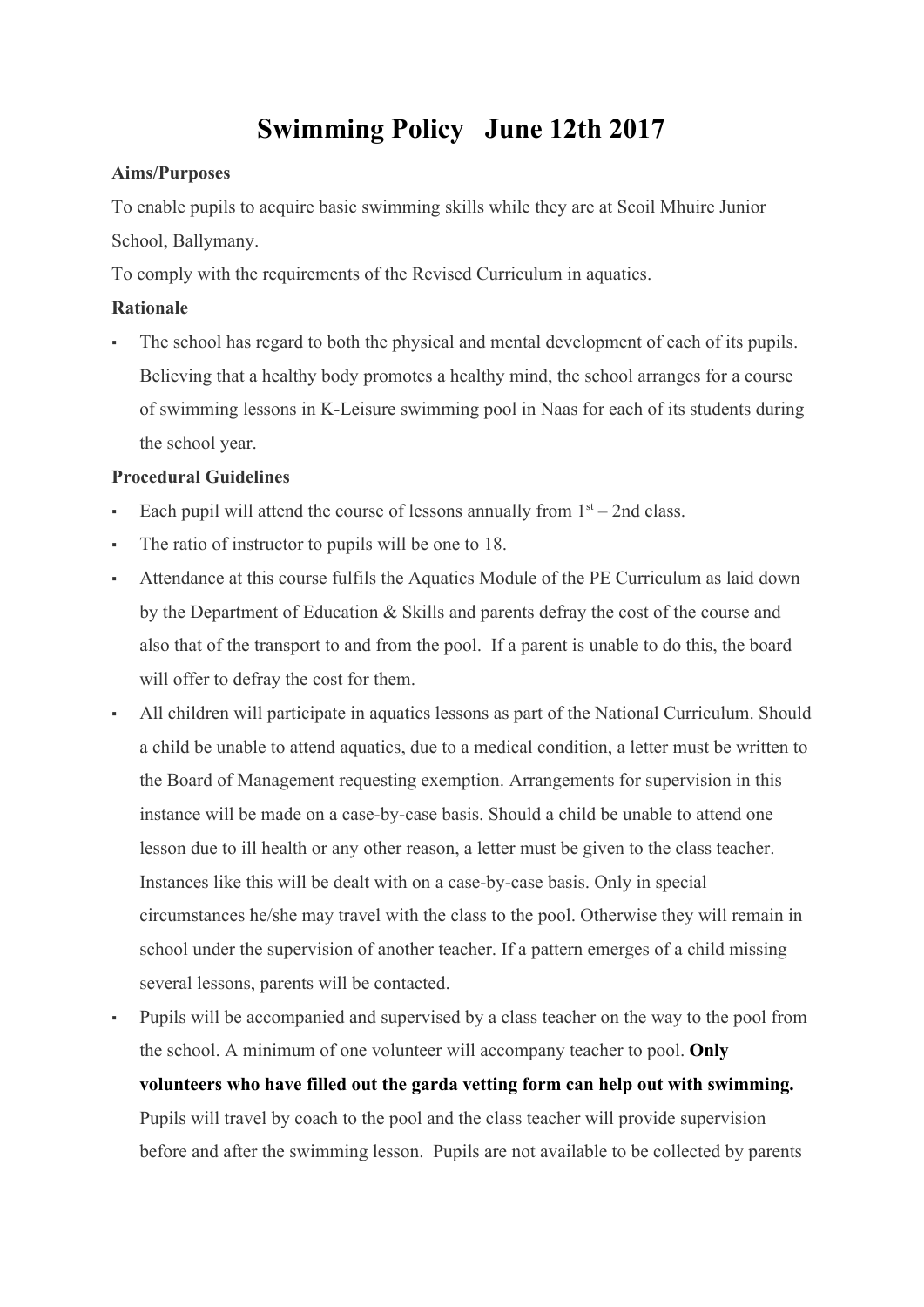# Swimming Policy   June 12th 2017

**Aims/Purposes**

To enable pupils to acquire basic swimming skills while they are at Scoil Mhuire Junior School, Ballymany.

To comply with the requirements of the Revised Curriculum in aquatics.

**Rationale**

- The school has regard to both the physical and mental development of each of its pupils. Believing that a healthy body promotes a healthy mind, the school arranges for a course of swimming lessons in K-Leisure swimming pool in Naas for each of its students during the school year.

**Procedural Guidelines**

- Each pupil will attend the course of lessons annually from 1st – 2nd class.
- The ratio of instructor to pupils will be one to 18.
- Attendance at this course fulfils the Aquatics Module of the PE Curriculum as laid down by the Department of Education & Skills and parents defray the cost of the course and also that of the transport to and from the pool. If a parent is unable to do this, the board will offer to defray the cost for them.
- All children will participate in aquatics lessons as part of the National Curriculum. Should a child be unable to attend aquatics, due to a medical condition, a letter must be written to the Board of Management requesting exemption. Arrangements for supervision in this instance will be made on a case-by-case basis. Should a child be unable to attend one lesson due to ill health or any other reason, a letter must be given to the class teacher. Instances like this will be dealt with on a case-by-case basis. Only in special circumstances he/she may travel with the class to the pool. Otherwise they will remain in school under the supervision of another teacher. If a pattern emerges of a child missing several lessons, parents will be contacted.
- Pupils will be accompanied and supervised by a class teacher on the way to the pool from the school. A minimum of one volunteer will accompany teacher to pool. **Only volunteers who have filled out the garda vetting form can help out with swimming.** Pupils will travel by coach to the pool and the class teacher will provide supervision before and after the swimming lesson. Pupils are not available to be collected by parents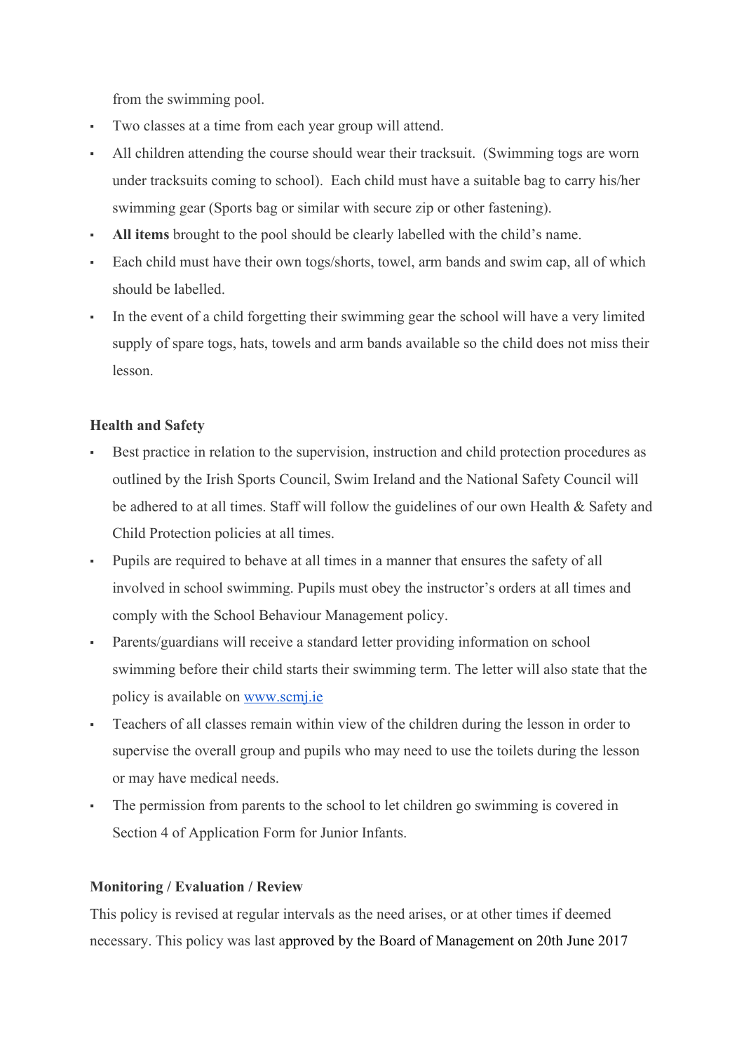from the swimming pool.

- Two classes at a time from each year group will attend.
- All children attending the course should wear their tracksuit. (Swimming togs are worn under tracksuits coming to school). Each child must have a suitable bag to carry his/her swimming gear (Sports bag or similar with secure zip or other fastening).
- **All items** brought to the pool should be clearly labelled with the child's name.
- Each child must have their own togs/shorts, towel, arm bands and swim cap, all of which should be labelled.
- In the event of a child forgetting their swimming gear the school will have a very limited supply of spare togs, hats, towels and arm bands available so the child does not miss their lesson.

**Health and Safety**

- Best practice in relation to the supervision, instruction and child protection procedures as outlined by the Irish Sports Council, Swim Ireland and the National Safety Council will be adhered to at all times. Staff will follow the guidelines of our own Health & Safety and Child Protection policies at all times.
- Pupils are required to behave at all times in a manner that ensures the safety of all involved in school swimming. Pupils must obey the instructor's orders at all times and comply with the School Behaviour Management policy.
- Parents/guardians will receive a standard letter providing information on school swimming before their child starts their swimming term. The letter will also state that the policy is available on [www.scmj.ie](http://www.scmj.ie)
- Teachers of all classes remain within view of the children during the lesson in order to supervise the overall group and pupils who may need to use the toilets during the lesson or may have medical needs.
- The permission from parents to the school to let children go swimming is covered in Section 4 of Application Form for Junior Infants.

**Monitoring / Evaluation / Review**

This policy is revised at regular intervals as the need arises, or at other times if deemed necessary. This policy was last approved by the Board of Management on 20th June 2017